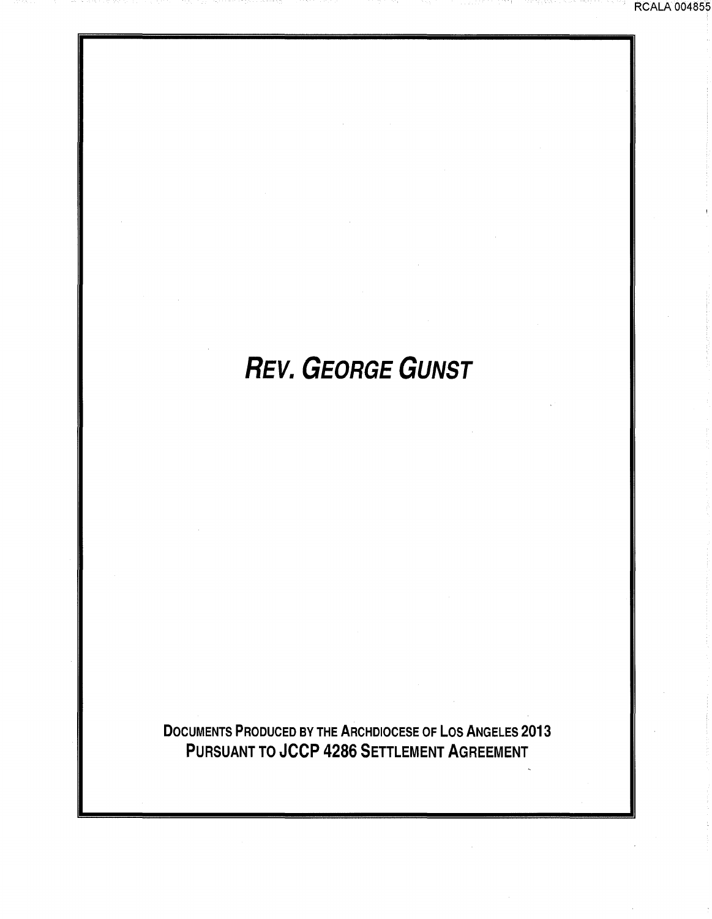# *REV. GEORGE GUNST*

**DOCUMENTS PRODUCED BY THE ARCHDIOCESE OF LOS ANGELES 2013**
**PURSUANT TO JCCP 4286 SETTLEMENT AGREEMENT**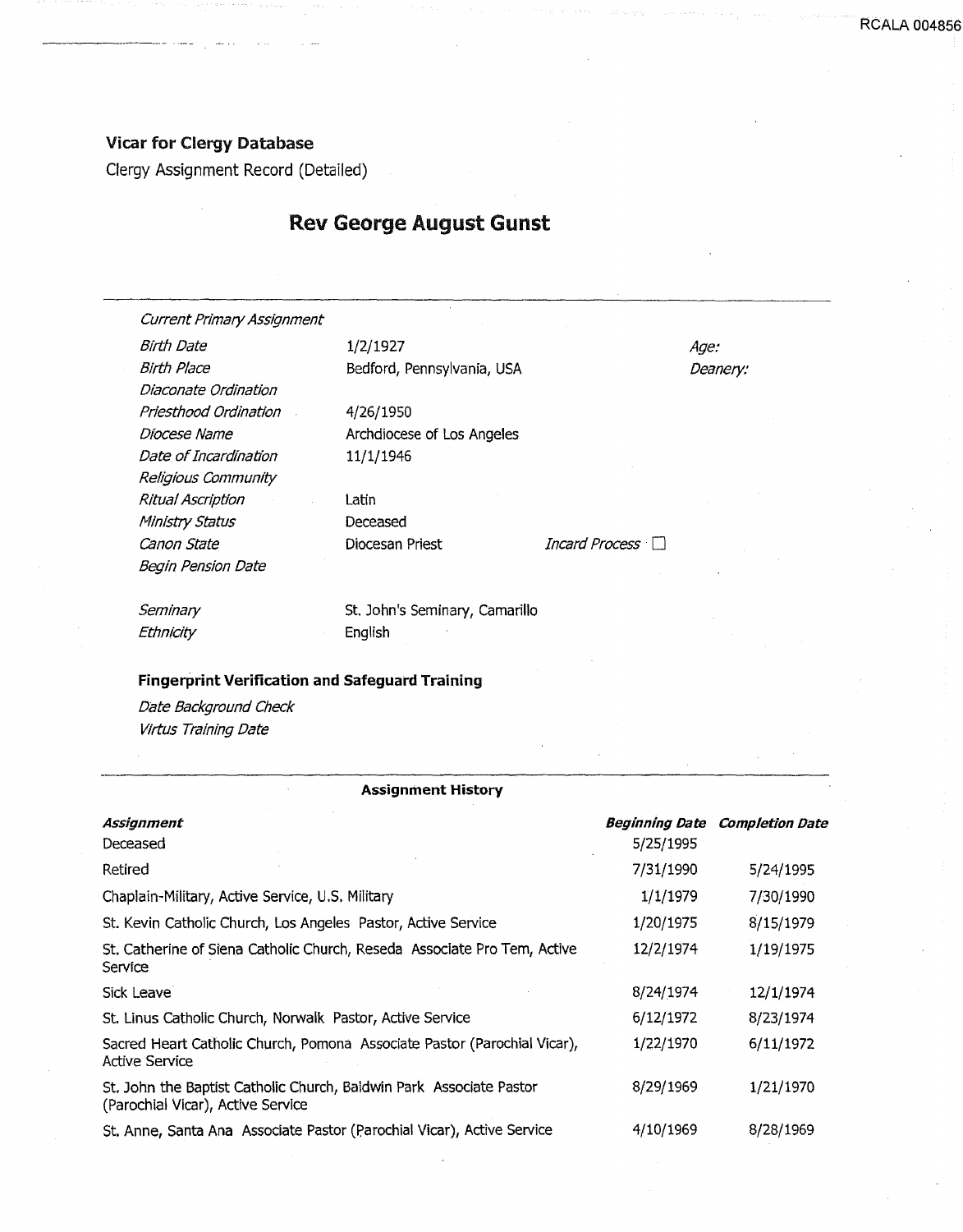**Vicar for Clergy Database**

Clergy Assignment Record (Detailed)

# Rev George August Gunst

| | | | |
|---|---|---|---|
| *Current Primary Assignment* | | | |
| *Birth Date* | 1/2/1927 | *Age:* | |
| *Birth Place* | Bedford, Pennsylvania, USA | *Deanery:* | |
| *Diaconate Ordination* | | | |
| *Priesthood Ordination* | 4/26/1950 | | |
| *Diocese Name* | Archdiocese of Los Angeles | | |
| *Date of Incardination* | 11/1/1946 | | |
| *Religious Community* | | | |
| *Ritual Ascription* | Latin | | |
| *Ministry Status* | Deceased | | |
| *Canon State* | Diocesan Priest | *Incard Process* ☐ | |
| *Begin Pension Date* | | | |
| *Seminary* | St. John's Seminary, Camarillo | | |
| *Ethnicity* | English | | |

**Fingerprint Verification and Safeguard Training**

*Date Background Check*

*Virtus Training Date*

**Assignment History**

| *Assignment* | *Beginning Date* | *Completion Date* |
|---|---|---|
| Deceased | 5/25/1995 | |
| Retired | 7/31/1990 | 5/24/1995 |
| Chaplain-Military, Active Service, U.S. Military | 1/1/1979 | 7/30/1990 |
| St. Kevin Catholic Church, Los Angeles Pastor, Active Service | 1/20/1975 | 8/15/1979 |
| St. Catherine of Siena Catholic Church, Reseda Associate Pro Tem, Active Service | 12/2/1974 | 1/19/1975 |
| Sick Leave | 8/24/1974 | 12/1/1974 |
| St. Linus Catholic Church, Norwalk Pastor, Active Service | 6/12/1972 | 8/23/1974 |
| Sacred Heart Catholic Church, Pomona Associate Pastor (Parochial Vicar), Active Service | 1/22/1970 | 6/11/1972 |
| St. John the Baptist Catholic Church, Baldwin Park Associate Pastor (Parochial Vicar), Active Service | 8/29/1969 | 1/21/1970 |
| St. Anne, Santa Ana Associate Pastor (Parochial Vicar), Active Service | 4/10/1969 | 8/28/1969 |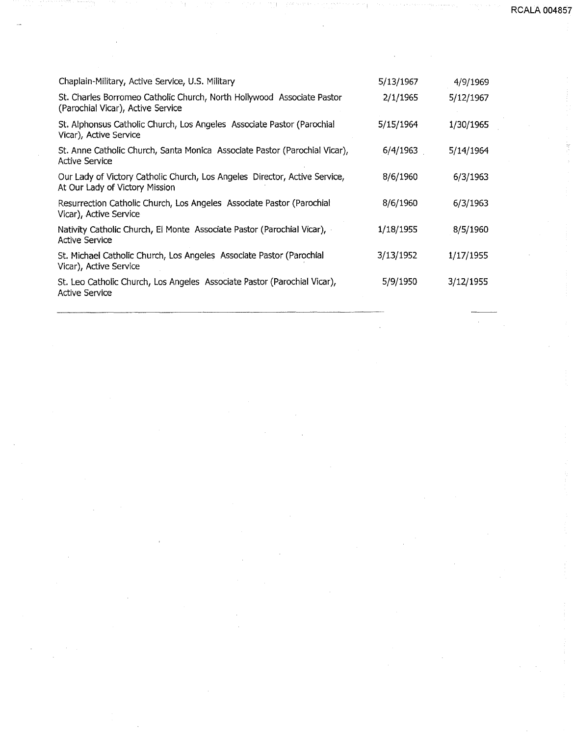| | | |
|---|---|---|
| Chaplain-Military, Active Service, U.S. Military | 5/13/1967 | 4/9/1969 |
| St. Charles Borromeo Catholic Church, North Hollywood Associate Pastor (Parochial Vicar), Active Service | 2/1/1965 | 5/12/1967 |
| St. Alphonsus Catholic Church, Los Angeles Associate Pastor (Parochial Vicar), Active Service | 5/15/1964 | 1/30/1965 |
| St. Anne Catholic Church, Santa Monica Associate Pastor (Parochial Vicar), Active Service | 6/4/1963 | 5/14/1964 |
| Our Lady of Victory Catholic Church, Los Angeles Director, Active Service, At Our Lady of Victory Mission | 8/6/1960 | 6/3/1963 |
| Resurrection Catholic Church, Los Angeles Associate Pastor (Parochial Vicar), Active Service | 8/6/1960 | 6/3/1963 |
| Nativity Catholic Church, El Monte Associate Pastor (Parochial Vicar), Active Service | 1/18/1955 | 8/5/1960 |
| St. Michael Catholic Church, Los Angeles Associate Pastor (Parochial Vicar), Active Service | 3/13/1952 | 1/17/1955 |
| St. Leo Catholic Church, Los Angeles Associate Pastor (Parochial Vicar), Active Service | 5/9/1950 | 3/12/1955 |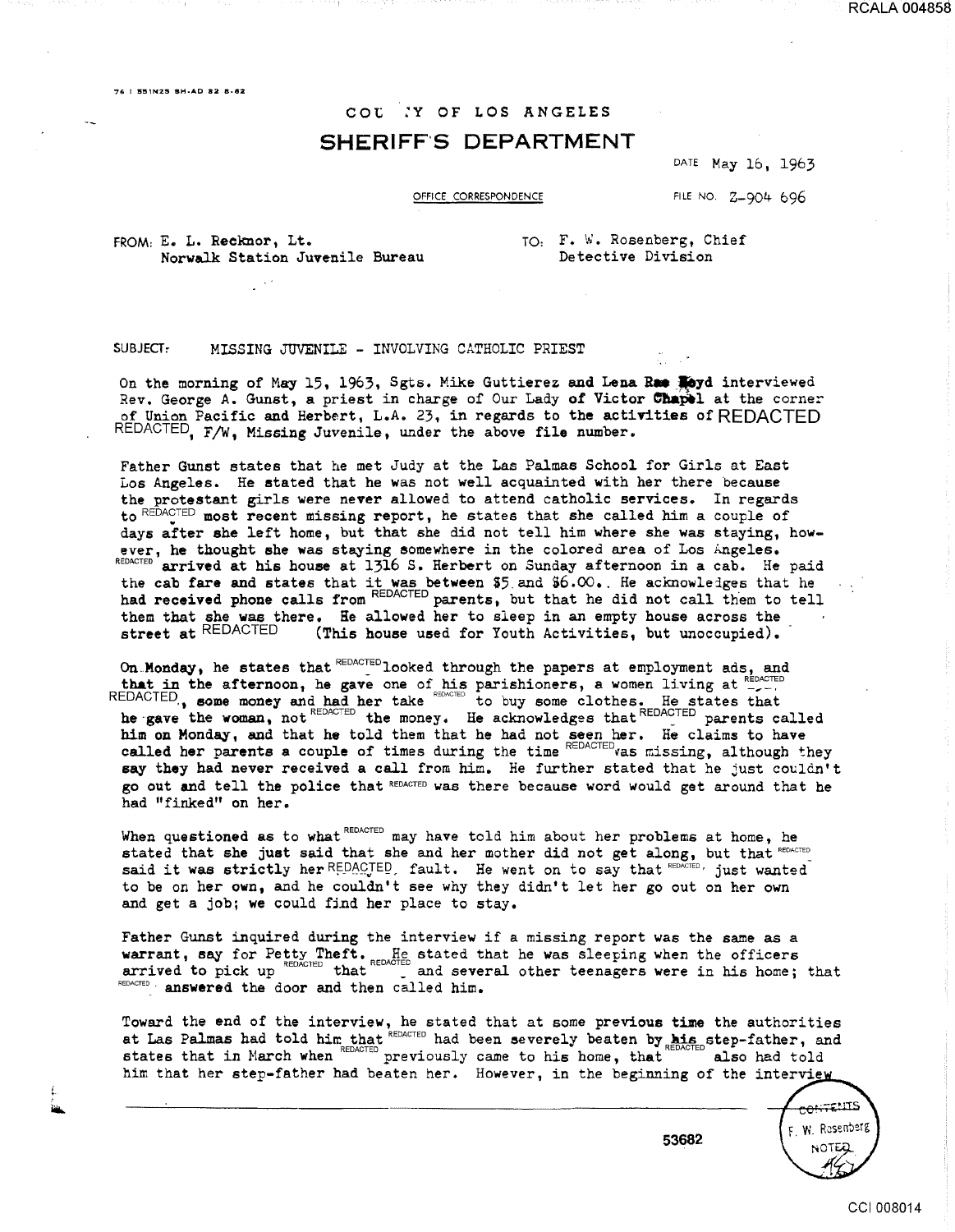76 I 551N25 SH-AD 82 8-62

COUNTY OF LOS ANGELES

# SHERIFF'S DEPARTMENT

DATE May 16, 1963

OFFICE CORRESPONDENCE

FILE NO. Z-904 696

FROM: E. L. Recknor, Lt.
Norwalk Station Juvenile Bureau

TO: F. W. Rosenberg, Chief
Detective Division

SUBJECT: MISSING JUVENILE - INVOLVING CATHOLIC PRIEST

On the morning of May 15, 1963, Sgts. Mike Guttierez and Lena Rae Boyd interviewed Rev. George A. Gunst, a priest in charge of Our Lady of Victor Chapel at the corner of Union Pacific and Herbert, L.A. 23, in regards to the activities of REDACTED REDACTED, F/W, Missing Juvenile, under the above file number.

Father Gunst states that he met Judy at the Las Palmas School for Girls at East Los Angeles. He stated that he was not well acquainted with her there because the protestant girls were never allowed to attend catholic services. In regards to REDACTED most recent missing report, he states that she called him a couple of days after she left home, but that she did not tell him where she was staying, however, he thought she was staying somewhere in the colored area of Los Angeles. REDACTED arrived at his house at 1316 S. Herbert on Sunday afternoon in a cab. He paid the cab fare and states that it was between $5 and $6.00.. He acknowledges that he had received phone calls from REDACTED parents, but that he did not call them to tell them that she was there. He allowed her to sleep in an empty house across the street at REDACTED (This house used for Youth Activities, but unoccupied).

On Monday, he states that REDACTED looked through the papers at employment ads, and that in the afternoon, he gave one of his parishioners, a women living at REDACTED REDACTED, some money and had her take REDACTED to buy some clothes. He states that he gave the woman, not REDACTED the money. He acknowledges that REDACTED parents called him on Monday, and that he told them that he had not seen her. He claims to have called her parents a couple of times during the time REDACTED was missing, although they say they had never received a call from him. He further stated that he just couldn't go out and tell the police that REDACTED was there because word would get around that he had "finked" on her.

When questioned as to what REDACTED may have told him about her problems at home, he stated that she just said that she and her mother did not get along, but that REDACTED said it was strictly her REDACTED fault. He went on to say that REDACTED just wanted to be on her own, and he couldn't see why they didn't let her go out on her own and get a job; we could find her place to stay.

Father Gunst inquired during the interview if a missing report was the same as a warrant, say for Petty Theft. He stated that he was sleeping when the officers arrived to pick up REDACTED that REDACTED and several other teenagers were in his home; that REDACTED answered the door and then called him.

Toward the end of the interview, he stated that at some previous time the authorities at Las Palmas had told him that REDACTED had been severely beaten by his REDACTED step-father, and states that in March when REDACTED previously came to his home, that REDACTED also had told him that her step-father had beaten her. However, in the beginning of the interview

53682

CONTENTS F. W. Rosenberg NOTED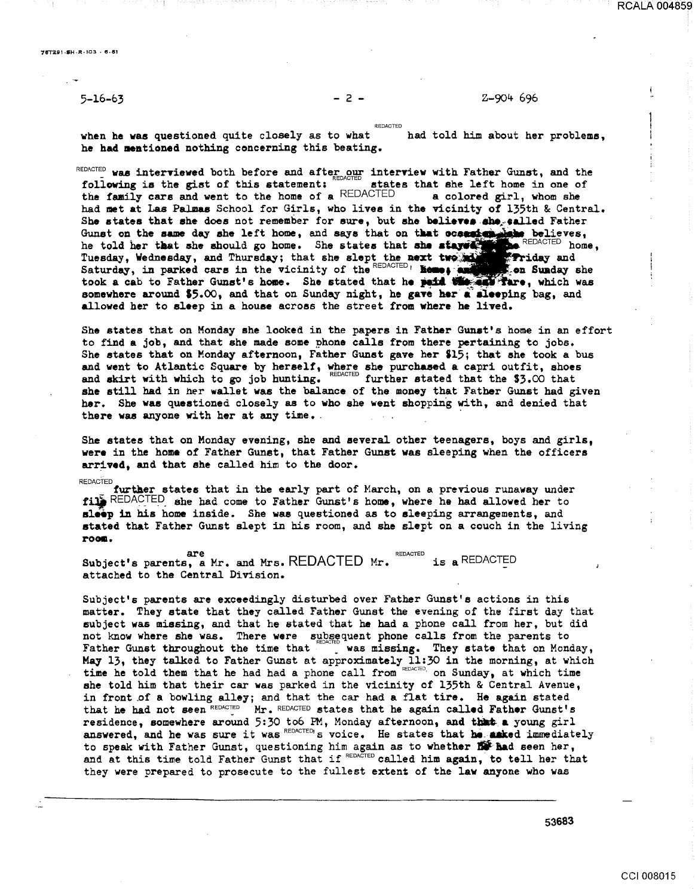5-16-63 - 2 - Z-904 696

when he was questioned quite closely as to what REDACTED had told him about her problems, he had mentioned nothing concerning this beating.

REDACTED was interviewed both before and after our interview with Father Gunst, and the following is the gist of this statement: REDACTED states that she left home in one of the family cars and went to the home of a REDACTED a colored girl, whom she had met at Las Palmas School for Girls, who lives in the vicinity of 135th & Central. She states that she does not remember for sure, but she believes she called Father Gunst on the same day she left home, and says that on that occasion she believes, he told her that she should go home. She states that she stayed at the REDACTED home, Tuesday, Wednesday, and Thursday; that she slept the next two nights, Friday and Saturday, in parked cars in the vicinity of the REDACTED home; and on Sunday she took a cab to Father Gunst's home. She stated that he paid the cab fare, which was somewhere around $5.00, and that on Sunday night, he gave her a sleeping bag, and allowed her to sleep in a house across the street from where he lived.

She states that on Monday she looked in the papers in Father Gunst's home in an effort to find a job, and that she made some phone calls from there pertaining to jobs. She states that on Monday afternoon, Father Gunst gave her $15; that she took a bus and went to Atlantic Square by herself, where she purchased a capri outfit, shoes and skirt with which to go job hunting. REDACTED further stated that the $3.00 that she still had in her wallet was the balance of the money that Father Gunst had given her. She was questioned closely as to who she went shopping with, and denied that there was anyone with her at any time.

She states that on Monday evening, she and several other teenagers, boys and girls, were in the home of Father Gunst, that Father Gunst was sleeping when the officers arrived, and that she called him to the door.

REDACTED further states that in the early part of March, on a previous runaway under file REDACTED she had come to Father Gunst's home, where he had allowed her to sleep in his home inside. She was questioned as to sleeping arrangements, and stated that Father Gunst slept in his room, and she slept on a couch in the living room.

Subject's parents, are a Mr. and Mrs. REDACTED Mr. REDACTED is a REDACTED attached to the Central Division.

Subject's parents are exceedingly disturbed over Father Gunst's actions in this matter. They state that they called Father Gunst the evening of the first day that subject was missing, and that he stated that he had a phone call from her, but did not know where she was. There were subsequent phone calls from the parents to Father Gunst throughout the time that REDACTED was missing. They state that on Monday, May 13, they talked to Father Gunst at approximately 11:30 in the morning, at which time he told them that he had had a phone call from REDACTED on Sunday, at which time she told him that their car was parked in the vicinity of 135th & Central Avenue, in front of a bowling alley; and that the car had a flat tire. He again stated that he had not seen REDACTED Mr. REDACTED states that he again called Father Gunst's residence, somewhere around 5:30 to 6 PM, Monday afternoon, and that a young girl answered, and he was sure it was REDACTED's voice. He states that he asked immediately to speak with Father Gunst, questioning him again as to whether he had seen her, and at this time told Father Gunst that if REDACTED called him again, to tell her that they were prepared to prosecute to the fullest extent of the law anyone who was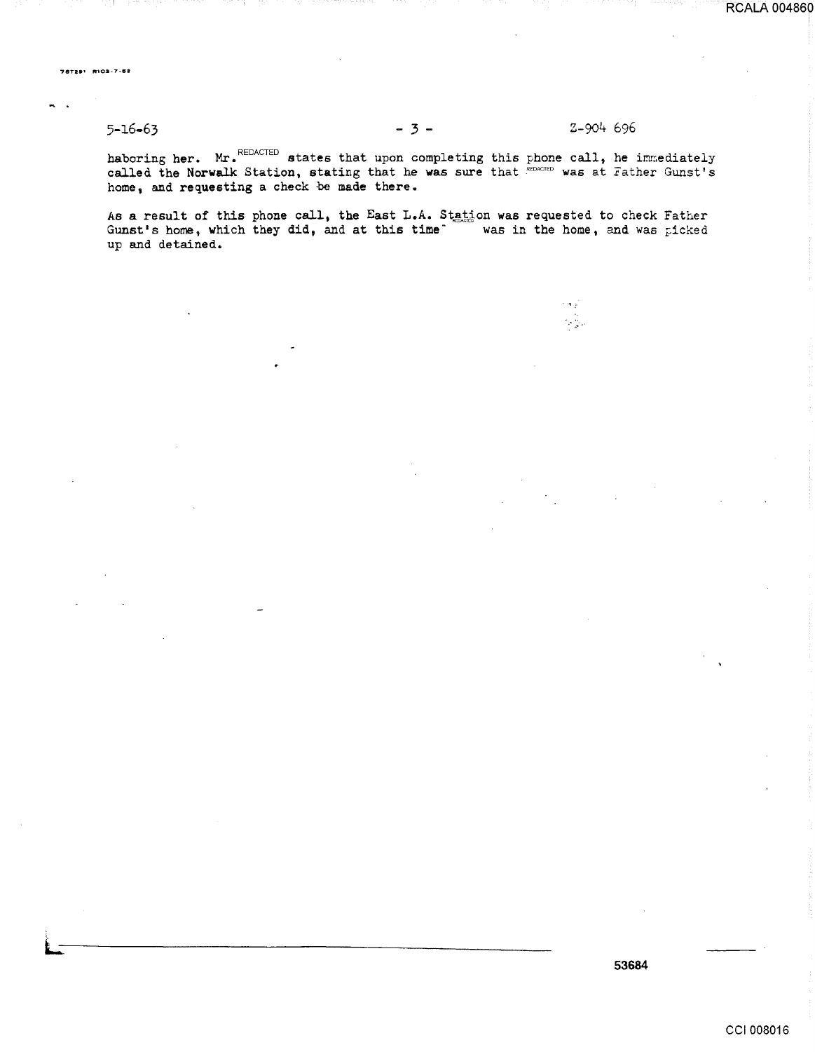5-16-63 - 3 - Z-904 696

haboring her. Mr. REDACTED states that upon completing this phone call, he immediately called the Norwalk Station, stating that he was sure that REDACTED was at Father Gunst's home, and requesting a check be made there.

As a result of this phone call, the East L.A. Station was requested to check Father Gunst's home, which they did, and at this time REDACTED was in the home, and was picked up and detained.

53684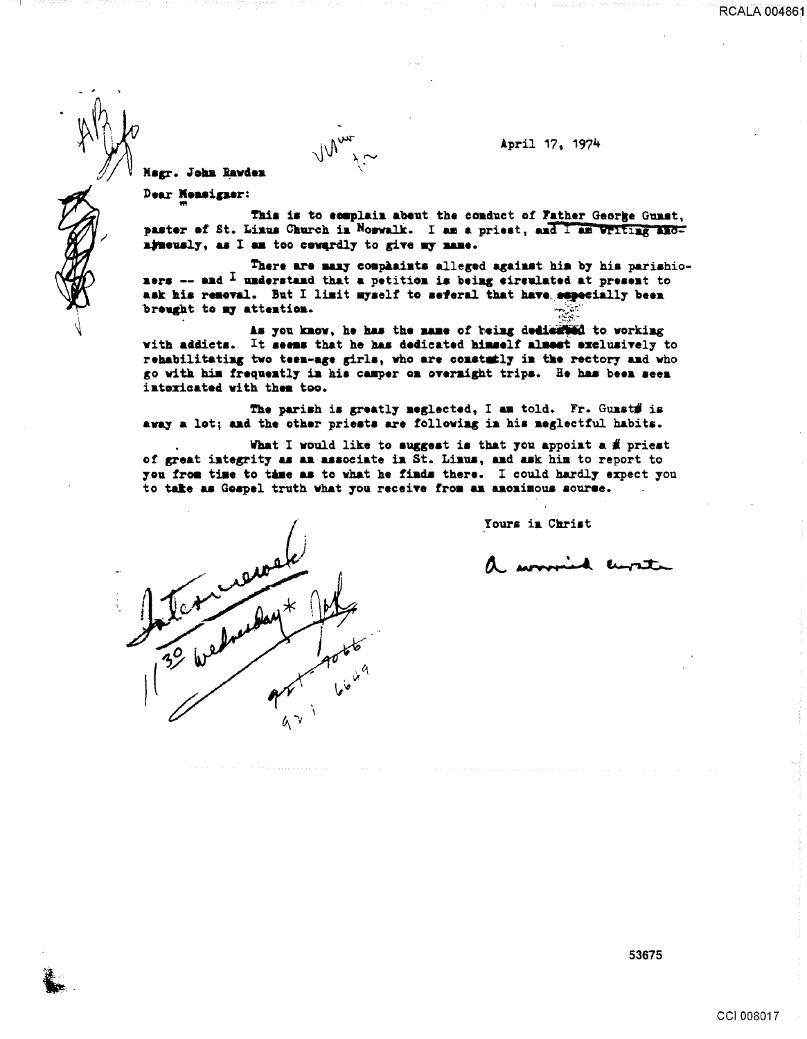April 17, 1974

Msgr. John Rawden

Dear Monsignor:

This is to complain about the conduct of Father George Guast, pastor of St. Linus Church in Norwalk. I am a priest, and I am writing anonymously, as I am too cowardly to give my name.

There are many complaints alleged against him by his parishioners -- and I understand that a petition is being circulated at present to ask his removal. But I limit myself to seferal that have especially been brought to my attention.

As you know, he has the name of being dedicated to working with addicts. It seems that he has dedicated himself almost exclusively to rehabilitating two teen-age girls, who are constantly in the rectory and who go with him frequently in his camper on overnight trips. He has been seen intoxicated with them too.

The parish is greatly neglected, I am told. Fr. Guast is away a lot; and the other priests are following in his neglectful habits.

What I would like to suggest is that you appoint a priest of great integrity as an associate in St. Linus, and ask him to report to you from time to time as to what he finds there. I could hardly expect you to take as Gospel truth what you receive from an anonimous sourse.

Yours in Christ

a worried curate

Interviewed
11³⁰ Wednesday* JAK
921-9066
921 6649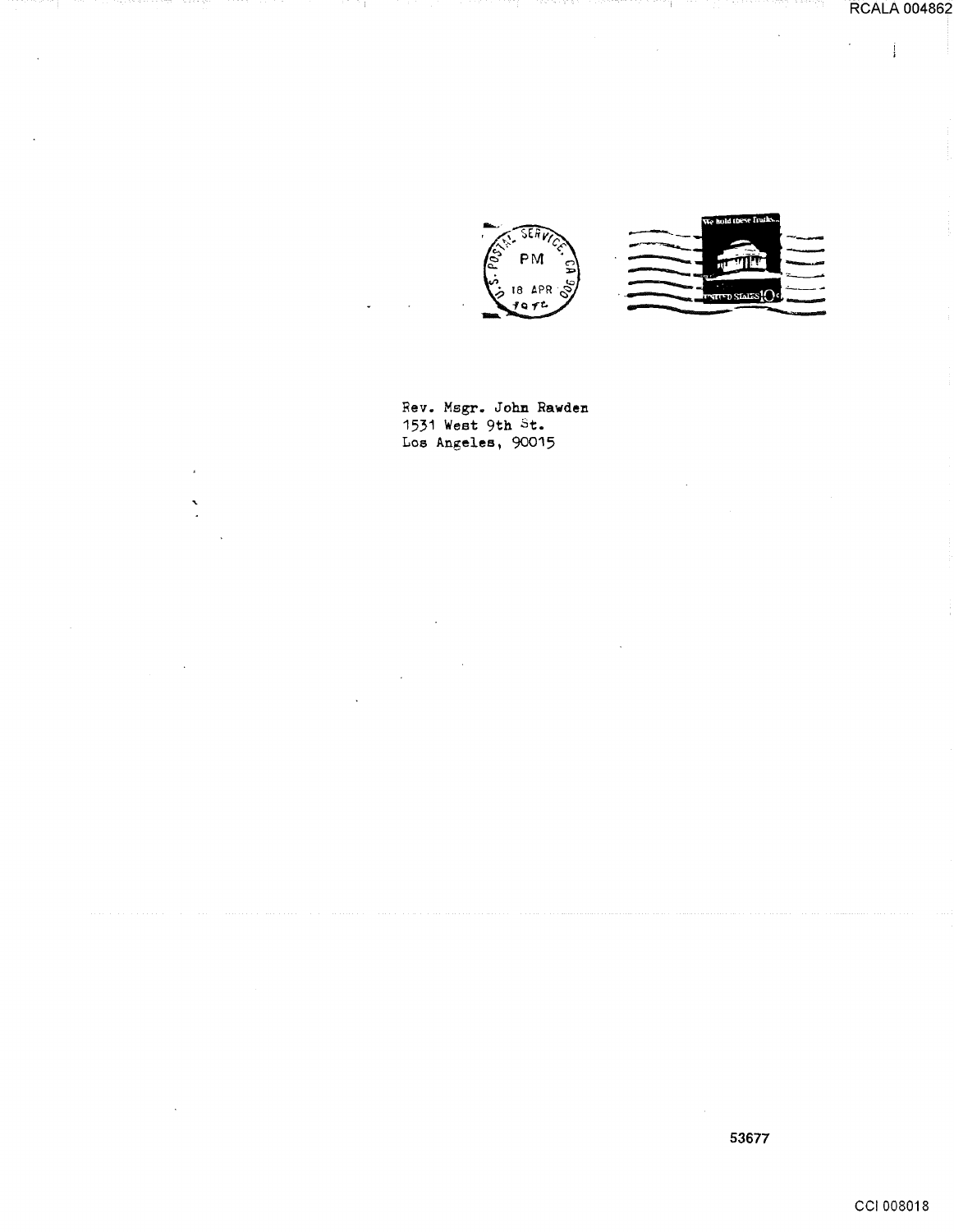U.S. POSTAL SERVICE, CA 900
PM
18 APR
1976

We hold these truths...
UNITED STATES 10c

Rev. Msgr. John Rawden
1531 West 9th St.
Los Angeles, 90015

53677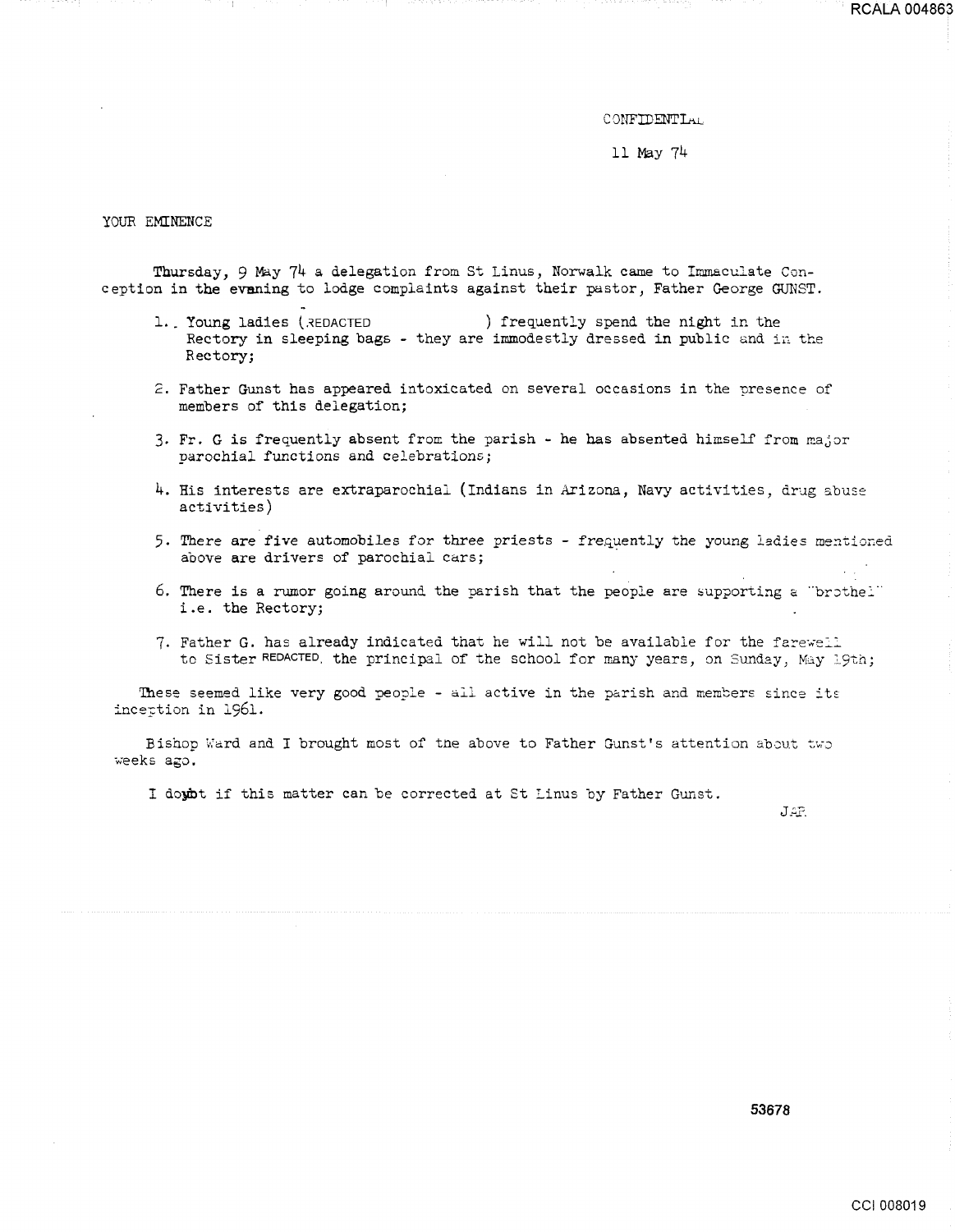CONFIDENTIAL

11 May 74

YOUR EMINENCE

Thursday, 9 May 74 a delegation from St Linus, Norwalk came to Immaculate Conception in the evening to lodge complaints against their pastor, Father George GUNST.

1. Young ladies (REDACTED ) frequently spend the night in the Rectory in sleeping bags - they are immodestly dressed in public and in the Rectory;

2. Father Gunst has appeared intoxicated on several occasions in the presence of members of this delegation;

3. Fr. G is frequently absent from the parish - he has absented himself from major parochial functions and celebrations;

4. His interests are extraparochial (Indians in Arizona, Navy activities, drug abuse activities)

5. There are five automobiles for three priests - frequently the young ladies mentioned above are drivers of parochial cars;

6. There is a rumor going around the parish that the people are supporting a "brothel" i.e. the Rectory;

7. Father G. has already indicated that he will not be available for the farewell to Sister REDACTED, the principal of the school for many years, on Sunday, May 19th;

These seemed like very good people - all active in the parish and members since its inception in 1961.

Bishop Ward and I brought most of the above to Father Gunst's attention about two weeks ago.

I doubt if this matter can be corrected at St Linus by Father Gunst.

JAP.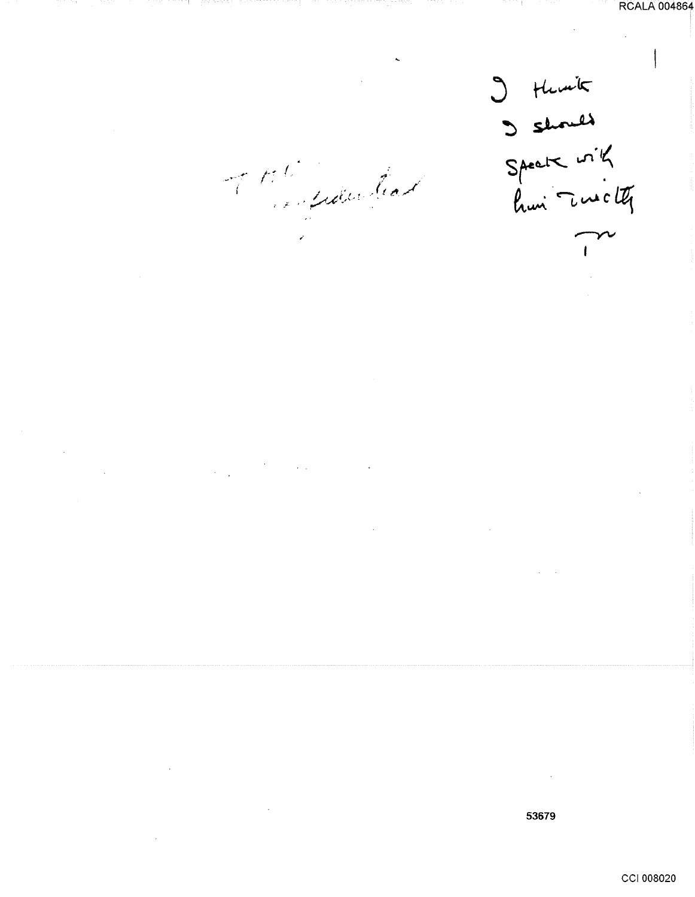TH
confidential

I think
I should
speak with
him directly
T

53679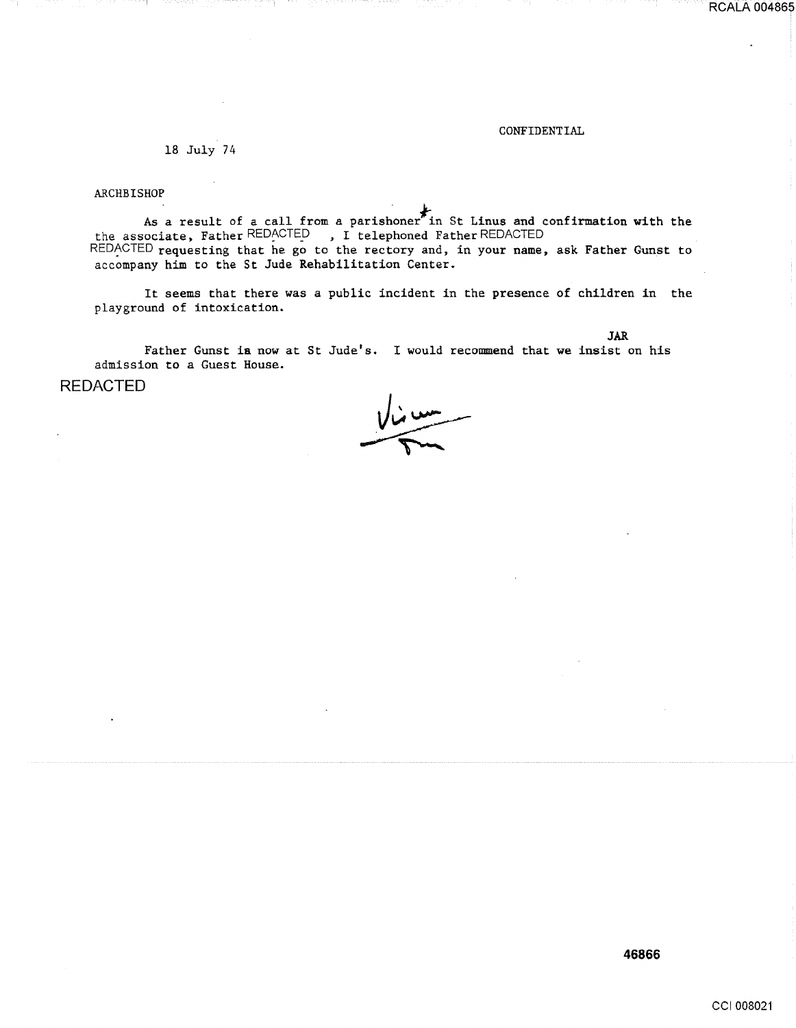CONFIDENTIAL

18 July 74

ARCHBISHOP

As a result of a call from a parishoner* in St Linus and confirmation with the the associate, Father REDACTED , I telephoned Father REDACTED REDACTED requesting that he go to the rectory and, in your name, ask Father Gunst to accompany him to the St Jude Rehabilitation Center.

It seems that there was a public incident in the presence of children in the playground of intoxication.

JAR

Father Gunst is now at St Jude's. I would recommend that we insist on his admission to a Guest House.

REDACTED

Vicar

RCALA 004865

46866

CCI 008021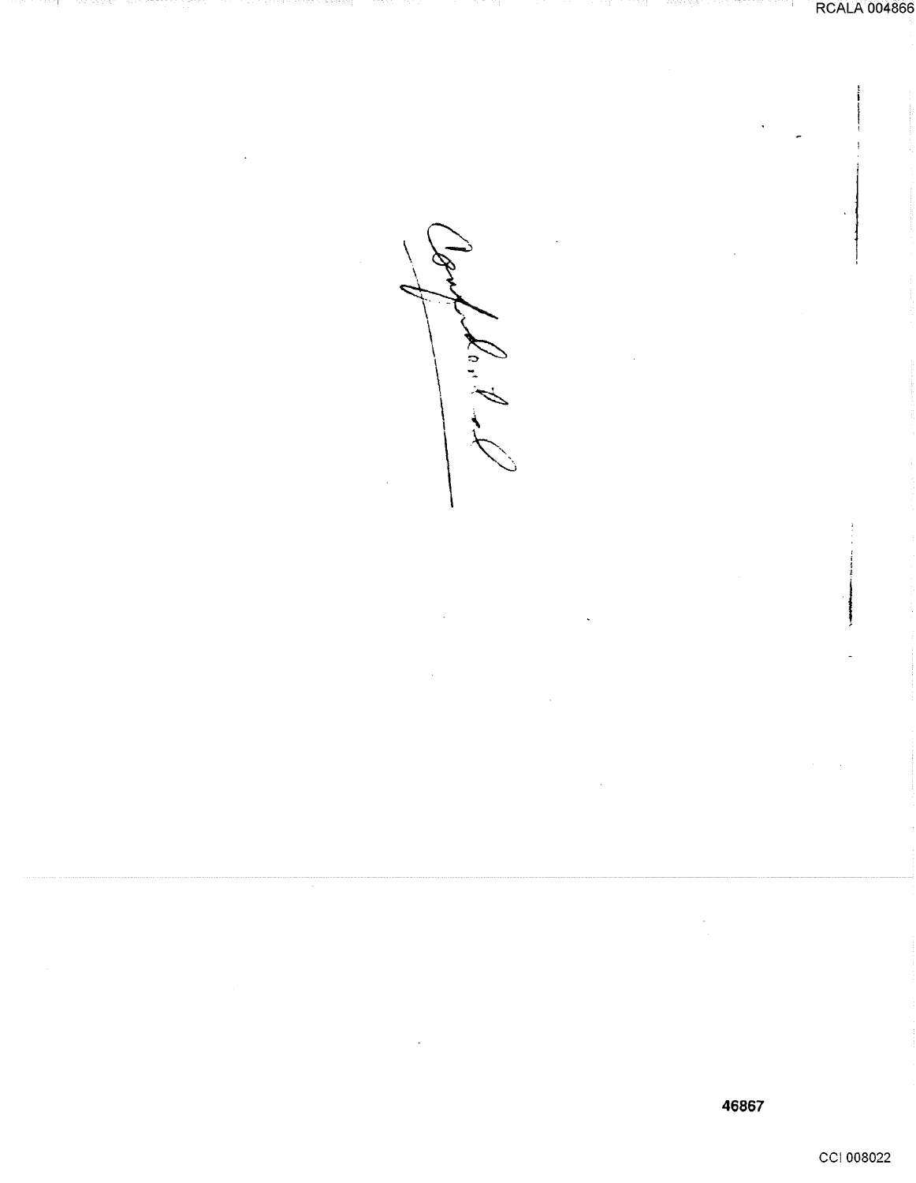Confidential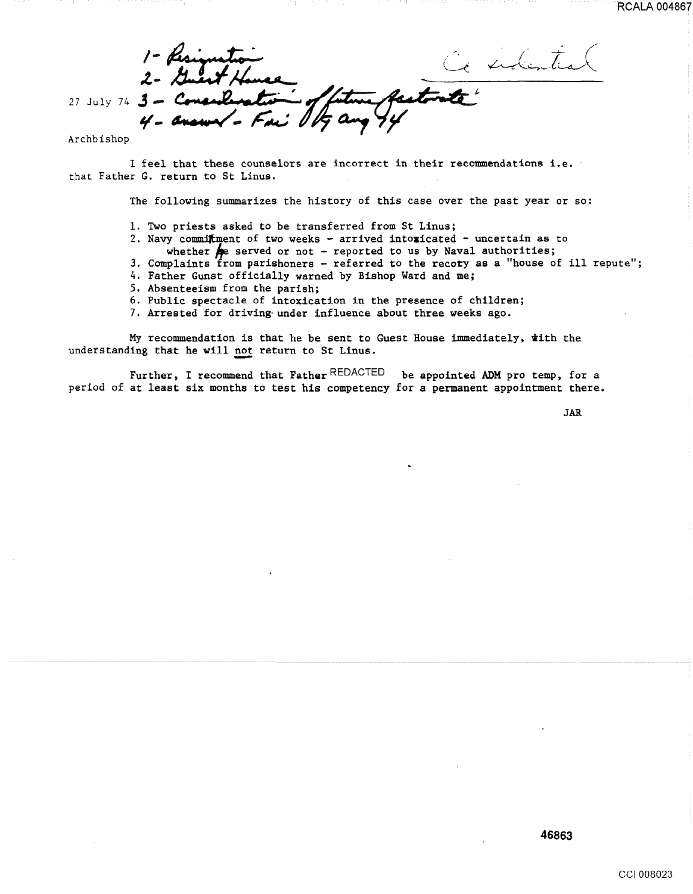*Confidential*

27 July 74

*1 - Resignation*
*2 - Guest House*
*3 - Consideration of future pastorate*
*4 - answer - Fri 16 Aug 74*

Archbishop

I feel that these counselors are incorrect in their recommendations i.e. that Father G. return to St Linus.

The following summarizes the history of this case over the past year or so:

1. Two priests asked to be transferred from St Linus;
2. Navy commitment of two weeks - arrived intoxicated - uncertain as to whether he served or not - reported to us by Naval authorities;
3. Complaints from parishoners - referred to the recory as a "house of ill repute";
4. Father Gunst officially warned by Bishop Ward and me;
5. Absenteeism from the parish;
6. Public spectacle of intoxication in the presence of children;
7. Arrested for driving under influence about three weeks ago.

My recommendation is that he be sent to Guest House immediately, with the understanding that he will not return to St Linus.

Further, I recommend that Father REDACTED be appointed ADM pro temp, for a period of at least six months to test his competency for a permanent appointment there.

JAR

46863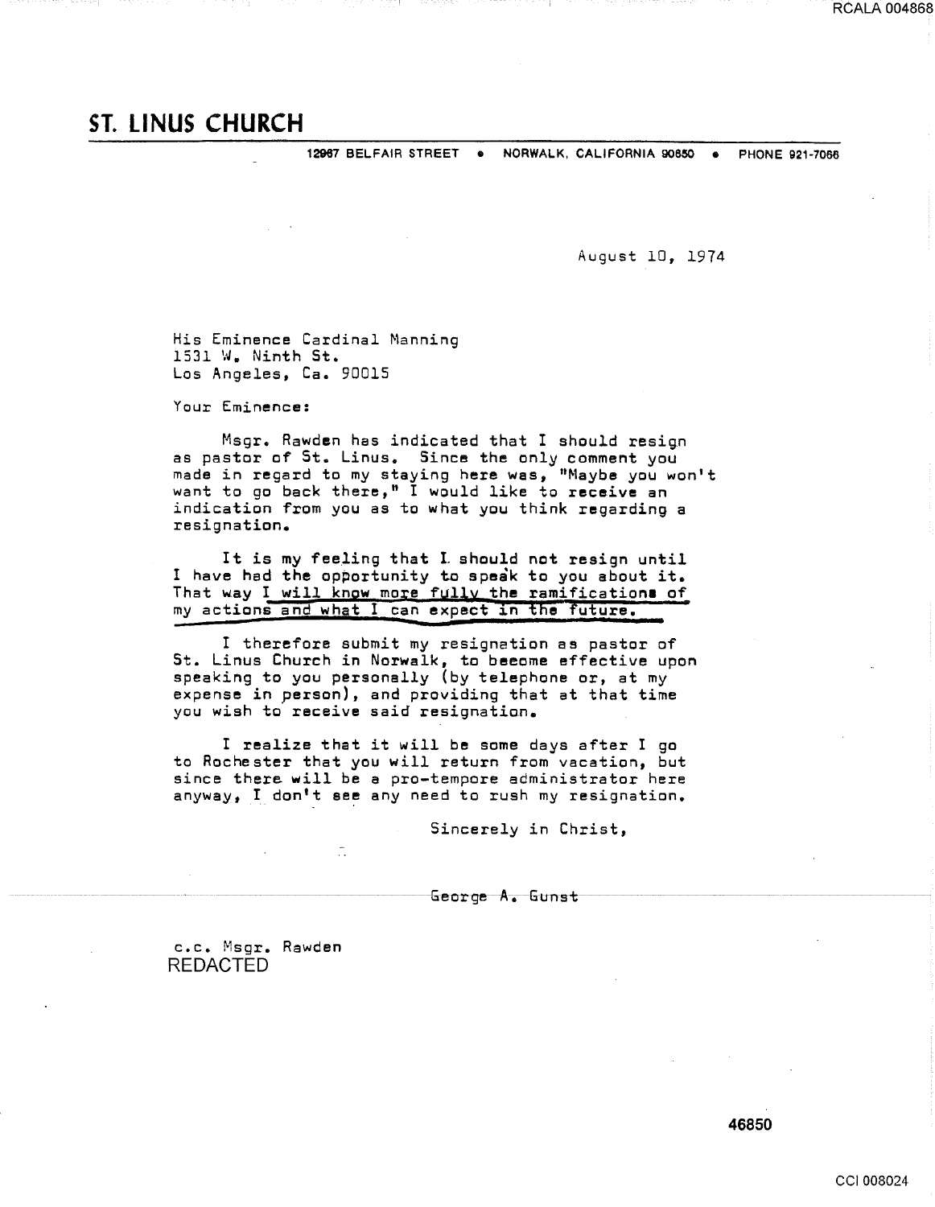# ST. LINUS CHURCH

12967 BELFAIR STREET • NORWALK, CALIFORNIA 90650 • PHONE 921-7066

August 10, 1974

His Eminence Cardinal Manning
1531 W. Ninth St.
Los Angeles, Ca. 90015

Your Eminence:

Msgr. Rawden has indicated that I should resign as pastor of St. Linus. Since the only comment you made in regard to my staying here was, "Maybe you won't want to go back there," I would like to receive an indication from you as to what you think regarding a resignation.

It is my feeling that I should not resign until I have had the opportunity to speak to you about it. That way I will know more fully the ramifications of my actions and what I can expect in the future.

I therefore submit my resignation as pastor of St. Linus Church in Norwalk, to become effective upon speaking to you personally (by telephone or, at my expense in person), and providing that at that time you wish to receive said resignation.

I realize that it will be some days after I go to Rochester that you will return from vacation, but since there will be a pro-tempore administrator here anyway, I don't see any need to rush my resignation.

Sincerely in Christ,

~~George A. Gunst~~

c.c. Msgr. Rawden
REDACTED

46850

RCALA 004868

CCI 008024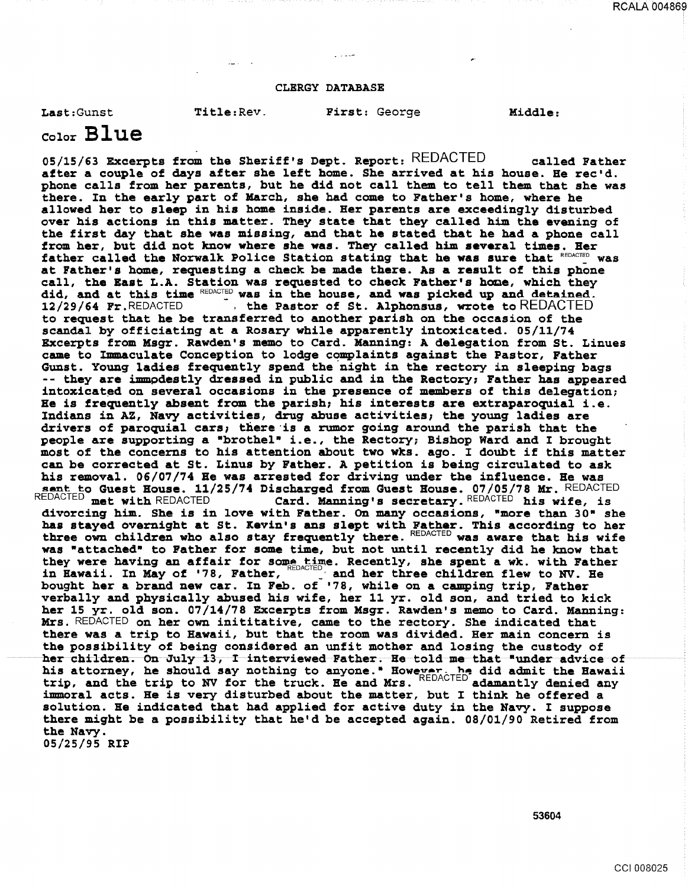CLERGY DATABASE

Last:Gunst Title:Rev. First: George Middle:

Color **Blue**

05/15/63 Excerpts from the Sheriff's Dept. Report: REDACTED called Father after a couple of days after she left home. She arrived at his house. He rec'd. phone calls from her parents, but he did not call them to tell them that she was there. In the early part of March, she had come to Father's home, where he allowed her to sleep in his home inside. Her parents are exceedingly disturbed over his actions in this matter. They state that they called him the evening of the first day that she was missing, and that he stated that he had a phone call from her, but did not know where she was. They called him several times. Her father called the Norwalk Police Station stating that he was sure that REDACTED was at Father's home, requesting a check be made there. As a result of this phone call, the East L.A. Station was requested to check Father's home, which they did, and at this time REDACTED was in the house, and was picked up and detained. 12/29/64 Fr.REDACTED , the Pastor of St. Alphonsus, wrote to REDACTED to request that he be transferred to another parish on the occasion of the scandal by officiating at a Rosary while apparently intoxicated. 05/11/74 Excerpts from Msgr. Rawden's memo to Card. Manning: A delegation from St. Linues came to Immaculate Conception to lodge complaints against the Pastor, Father Gunst. Young ladies frequently spend the night in the rectory in sleeping bags -- they are immodestly dressed in public and in the Rectory; Father has appeared intoxicated on several occasions in the presence of members of this delegation; He is frequently absent from the parish; his interests are extraparoquial i.e. Indians in AZ, Navy activities, drug abuse activities; the young ladies are drivers of paroquial cars; there is a rumor going around the parish that the people are supporting a "brothel" i.e., the Rectory; Bishop Ward and I brought most of the concerns to his attention about two wks. ago. I doubt if this matter can be corrected at St. Linus by Father. A petition is being circulated to ask his removal. 06/07/74 He was arrested for driving under the influence. He was sent to Guest House. 11/25/74 Discharged from Guest House. 07/05/78 Mr. REDACTED REDACTED met with REDACTED Card. Manning's secretary. REDACTED his wife, is divorcing him. She is in love with Father. On many occasions, "more than 30" she has stayed overnight at St. Kevin's ans slept with Father. This according to her three own children who also stay frequently there. REDACTED was aware that his wife was "attached" to Father for some time, but not until recently did he know that they were having an affair for some time. Recently, she spent a wk. with Father in Hawaii. In May of '78, Father, REDACTED and her three children flew to NV. He bought her a brand new car. In Feb. of '78, while on a camping trip, Father verbally and physically abused his wife, her 11 yr. old son, and tried to kick her 15 yr. old son. 07/14/78 Excerpts from Msgr. Rawden's memo to Card. Manning: Mrs. REDACTED on her own inititative, came to the rectory. She indicated that there was a trip to Hawaii, but that the room was divided. Her main concern is the possibility of being considered an unfit mother and losing the custody of her children. On July 13, I interviewed Father. He told me that "under advice of his attorney, he should say nothing to anyone." However, he did admit the Hawaii trip, and the trip to NV for the truck. He and Mrs. REDACTED adamantly denied any immoral acts. He is very disturbed about the matter, but I think he offered a solution. He indicated that had applied for active duty in the Navy. I suppose there might be a possibility that he'd be accepted again. 08/01/90 Retired from the Navy.
05/25/95 RIP

53604